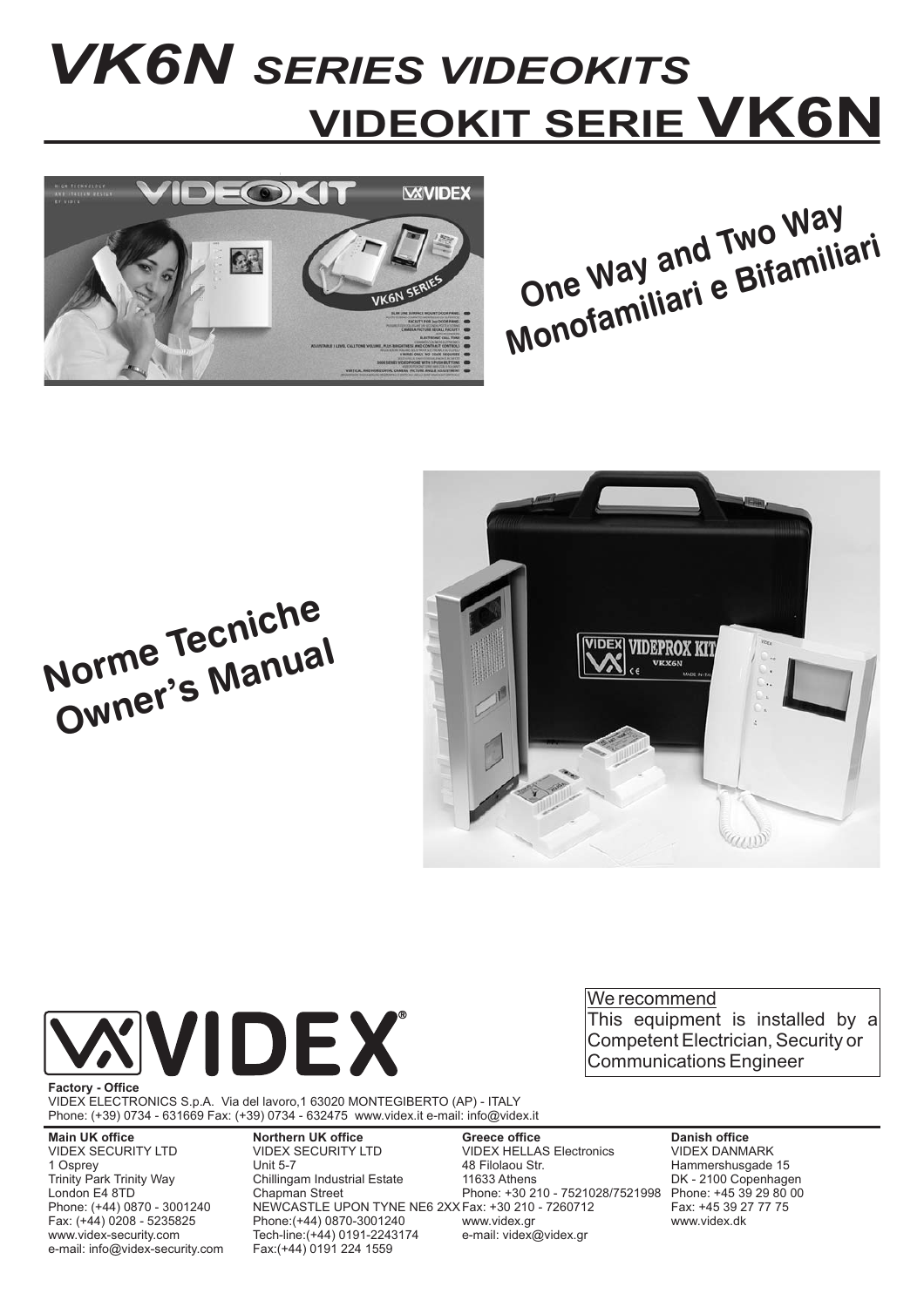# VK6N SERIES VIDEOKITS

# VIDEOKIT SERIE VK6N

**One Way and Two Way**
**Monofamiliari e Bifamiliari**

**Norme Tecniche**
**Owner's Manual**

We recommend
This equipment is installed by a Competent Electrician, Security or Communications Engineer

**Factory - Office**
VIDEX ELECTRONICS S.p.A. Via del lavoro,1 63020 MONTEGIBERTO (AP) - ITALY
Phone: (+39) 0734 - 631669 Fax: (+39) 0734 - 632475 www.videx.it e-mail: info@videx.it

**Main UK office**
VIDEX SECURITY LTD
1 Osprey
Trinity Park Trinity Way
London E4 8TD
Phone: (+44) 0870 - 3001240
Fax: (+44) 0208 - 5235825
www.videx-security.com
e-mail: info@videx-security.com

**Northern UK office**
VIDEX SECURITY LTD
Unit 5-7
Chillingam Industrial Estate
Chapman Street
NEWCASTLE UPON TYNE NE6 2XX
Phone:(+44) 0870-3001240
Tech-line:(+44) 0191-2243174
Fax:(+44) 0191 224 1559

**Greece office**
VIDEX HELLAS Electronics
48 Filolaou Str.
11633 Athens
Phone: +30 210 - 7521028/7521998
Fax: +30 210 - 7260712
www.videx.gr
e-mail: videx@videx.gr

**Danish office**
VIDEX DANMARK
Hammershusgade 15
DK - 2100 Copenhagen
Phone: +45 39 29 80 00
Fax: +45 39 27 77 75
www.videx.dk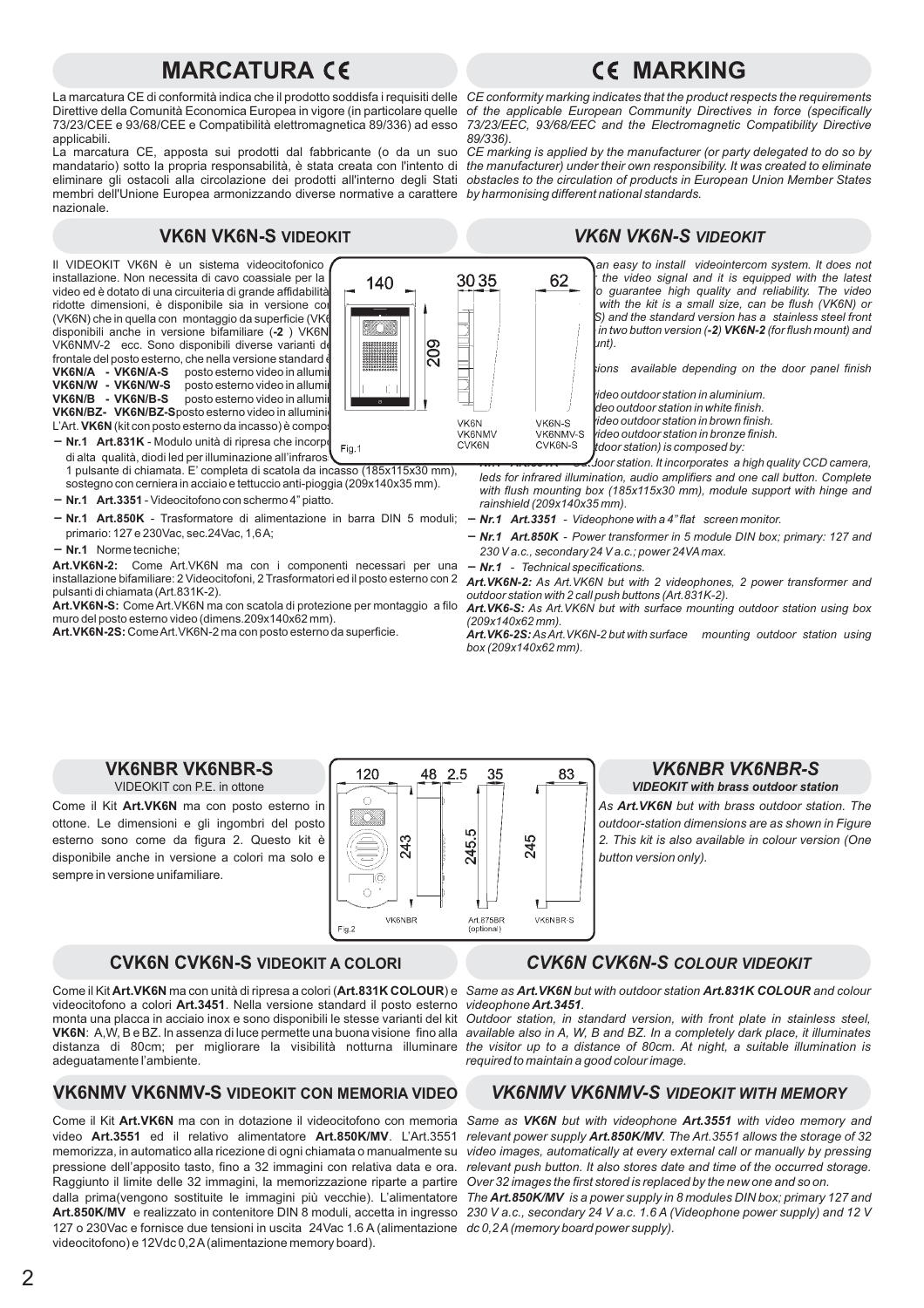## MARCATURA CE

La marcatura CE di conformità indica che il prodotto soddisfa i requisiti delle Direttive della Comunità Economica Europea in vigore (in particolare quelle 73/23/CEE e 93/68/CEE e Compatibilità elettromagnetica 89/336) ad esso applicabili.

La marcatura CE, apposta sui prodotti dal fabbricante (o da un suo mandatario) sotto la propria responsabilità, è stata creata con l'intento di eliminare gli ostacoli alla circolazione dei prodotti all'interno degli Stati membri dell'Unione Europea armonizzando diverse normative a carattere nazionale.

## CE MARKING

*CE conformity marking indicates that the product respects the requirements of the applicable European Community Directives in force (specifically 73/23/EEC, 93/68/EEC and the Electromagnetic Compatibility Directive 89/336).*

*CE marking is applied by the manufacturer (or party delegated to do so by the manufacturer) under their own responsibility. It was created to eliminate obstacles to the circulation of products in European Union Member States by harmonising different national standards.*

## VK6N VK6N-S VIDEOKIT

Il VIDEOKIT VK6N è un sistema videocitofonico installazione. Non necessita di cavo coassiale per la video ed è dotato di una circuiteria di grande affidabilità ridotte dimensioni, è disponibile sia in versione co (VK6N) che in quella con montaggio da superficie (VK6 disponibili anche in versione bifamiliare (**-2** ) VK6N VK6NMV-2 ecc. Sono disponibili diverse varianti de frontale del posto esterno, che nella versione standard

**VK6N/A - VK6N/A-S** posto esterno video in allumi
**VK6N/W - VK6N/W-S** posto esterno video in allumi
**VK6N/B - VK6N/B-S** posto esterno video in allumi
**VK6N/BZ- VK6N/BZ-S** posto esterno video in allumini

L'Art. **VK6N** (kit con posto esterno da incasso) è compos

- **Nr.1 Art.831K** - Modulo unità di ripresa che incorp di alta qualità, diodi led per illuminazione all'infraros 1 pulsante di chiamata. E' completa di scatola da incasso (185x115x30 mm), sostegno con cerniera in acciaio e tettuccio anti-pioggia (209x140x35 mm).
- **Nr.1 Art.3351** - Videocitofono con schermo 4" piatto.
- **Nr.1 Art.850K** - Trasformatore di alimentazione in barra DIN 5 moduli; primario: 127 e 230Vac, sec.24Vac, 1,6A;
- **Nr.1** Norme tecniche;

**Art.VK6N-2:** Come Art.VK6N ma con i componenti necessari per una installazione bifamiliare: 2 Videocitofoni, 2 Trasformatori ed il posto esterno con 2 pulsanti di chiamata (Art.831K-2).

**Art.VK6N-S:** Come Art.VK6N ma con scatola di protezione per montaggio a filo muro del posto esterno video (dimens.209x140x62 mm).

**Art.VK6N-2S:** Come Art.VK6N-2 ma con posto esterno da superficie.

Fig.1 — 140, 30 35, 62, 209 — VK6N VK6NMV CVK6N — VK6N-S VK6NMV-S CVK6N-S

## VK6N VK6N-S VIDEOKIT

*an easy to install videointercom system. It does not the video signal and it is equipped with the latest o guarantee high quality and reliability. The video with the kit is a small size, can be flush (VK6N) or S) and the standard version has a stainless steel front in two button version (-2) **VK6N-2** (for flush mount) and unt).*

*sions available depending on the door panel finish*

*ideo outdoor station in aluminium.*
*deo outdoor station in white finish.*
*ideo outdoor station in brown finish.*
*ideo outdoor station in bronze finish.*
*tdoor station) is composed by:*

*door station. It incorporates a high quality CCD camera, leds for infrared illumination, audio amplifiers and one call button. Complete with flush mounting box (185x115x30 mm), module support with hinge and rainshield (209x140x35 mm).*

- ***Nr.1 Art.3351** - Videophone with a 4" flat screen monitor.*
- ***Nr.1 Art.850K** - Power transformer in 5 module DIN box; primary: 127 and 230 V a.c., secondary 24 V a.c.; power 24VA max.*
- ***Nr.1** - Technical specifications.*

***Art.VK6N-2:** As Art.VK6N but with 2 videophones, 2 power transformer and outdoor station with 2 call push buttons (Art.831K-2).*

***Art.VK6-S:** As Art.VK6N but with surface mounting outdoor station using box (209x140x62 mm).*

***Art.VK6-2S:** As Art.VK6N-2 but with surface mounting outdoor station using box (209x140x62 mm).*

## VK6NBR VK6NBR-S

VIDEOKIT con P.E. in ottone

Come il Kit **Art.VK6N** ma con posto esterno in ottone. Le dimensioni e gli ingombri del posto esterno sono come da figura 2. Questo kit è disponibile anche in versione a colori ma solo e sempre in versione unifamiliare.

Fig.2 — 120, 48 2.5, 35, 83, 243, 245.5, 245 — VK6NBR — Art.875BR (optional) — VK6NBR-S

## VK6NBR VK6NBR-S

***VIDEOKIT with brass outdoor station***

*As **Art.VK6N** but with brass outdoor station. The outdoor-station dimensions are as shown in Figure 2. This kit is also available in colour version (One button version only).*

## CVK6N CVK6N-S VIDEOKIT A COLORI

Come il Kit **Art.VK6N** ma con unità di ripresa a colori (**Art.831K COLOUR**) e videocitofono a colori **Art.3451**. Nella versione standard il posto esterno monta una placca in acciaio inox e sono disponibili le stesse varianti del kit **VK6N**: A,W, B e BZ. In assenza di luce permette una buona visione fino alla distanza di 80cm; per migliorare la visibilità notturna illuminare adeguatamente l'ambiente.

## CVK6N CVK6N-S COLOUR VIDEOKIT

*Same as **Art.VK6N** but with outdoor station **Art.831K COLOUR** and colour videophone **Art.3451**.*

*Outdoor station, in standard version, with front plate in stainless steel, available also in A, W, B and BZ. In a completely dark place, it illuminates the visitor up to a distance of 80cm. At night, a suitable illumination is required to maintain a good colour image.*

## VK6NMV VK6NMV-S VIDEOKIT CON MEMORIA VIDEO

Come il Kit **Art.VK6N** ma con in dotazione il videocitofono con memoria video **Art.3551** ed il relativo alimentatore **Art.850K/MV**. L'Art.3551 memorizza, in automatico alla ricezione di ogni chiamata o manualmente su pressione dell'apposito tasto, fino a 32 immagini con relativa data e ora. Raggiunto il limite delle 32 immagini, la memorizzazione riparte a partire dalla prima(vengono sostituite le immagini più vecchie). L'alimentatore **Art.850K/MV** e realizzato in contenitore DIN 8 moduli, accetta in ingresso 127 o 230Vac e fornisce due tensioni in uscita 24Vac 1.6 A (alimentazione videocitofono) e 12Vdc 0,2 A (alimentazione memory board).

## VK6NMV VK6NMV-S VIDEOKIT WITH MEMORY

*Same as **VK6N** but with videophone **Art.3551** with video memory and relevant power supply **Art.850K/MV**. The Art.3551 allows the storage of 32 video images, automatically at every external call or manually by pressing relevant push button. It also stores date and time of the occurred storage. Over 32 images the first stored is replaced by the new one and so on.*

*The **Art.850K/MV** is a power supply in 8 modules DIN box; primary 127 and 230 V a.c., secondary 24 V a.c. 1.6 A (Videophone power supply) and 12 V dc 0,2 A (memory board power supply).*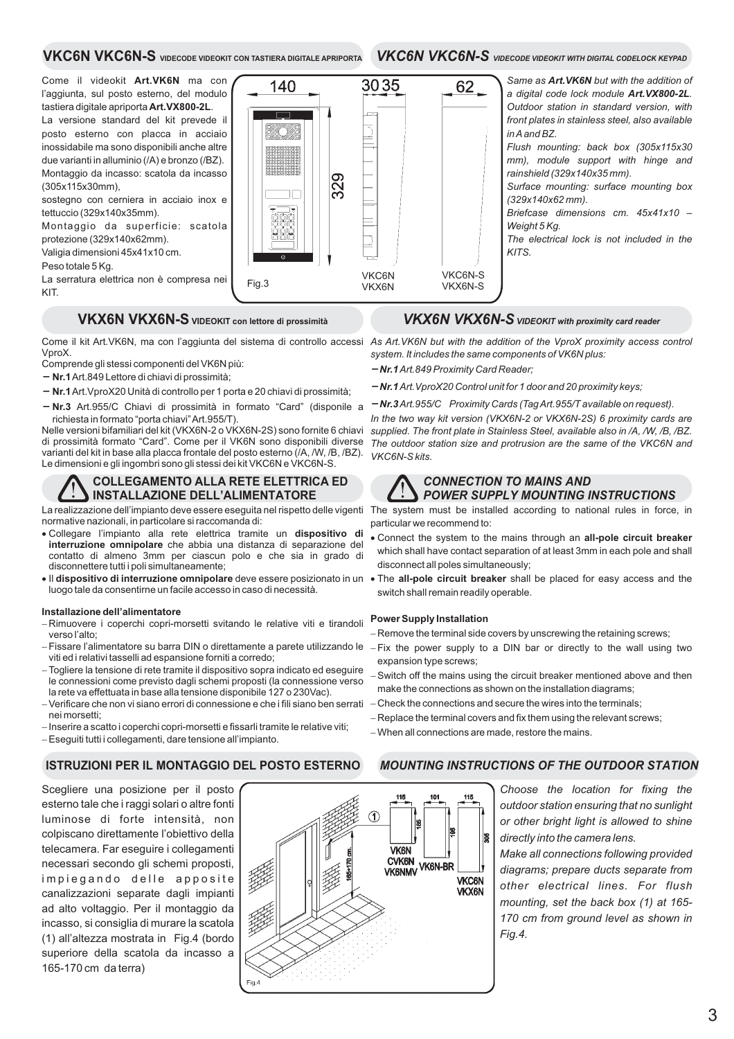## VKC6N VKC6N-S VIDECODE VIDEOKIT CON TASTIERA DIGITALE APRIPORTA

Come il videokit **Art.VK6N** ma con l'aggiunta, sul posto esterno, del modulo tastiera digitale apriporta **Art.VX800-2L**.
La versione standard del kit prevede il posto esterno con placca in acciaio inossidabile ma sono disponibili anche altre due varianti in alluminio (/A) e bronzo (/BZ).
Montaggio da incasso: scatola da incasso (305x115x30mm),
sostegno con cerniera in acciaio inox e tettuccio (329x140x35mm).
Montaggio da superficie: scatola protezione (329x140x62mm).
Valigia dimensioni 45x41x10 cm.
Peso totale 5 Kg.
La serratura elettrica non è compresa nei KIT.

140 | 30 35 | 62 | 329

VKC6N VKX6N | VKC6N-S VKX6N-S

Fig.3

## *VKC6N VKC6N-S VIDECODE VIDEOKIT WITH DIGITAL CODELOCK KEYPAD*

*Same as **Art.VK6N** but with the addition of a digital code lock module **Art.VX800-2L**. Outdoor station in standard version, with front plates in stainless steel, also available in A and BZ.*
*Flush mounting: back box (305x115x30 mm), module support with hinge and rainshield (329x140x35 mm).*
*Surface mounting: surface mounting box (329x140x62 mm).*
*Briefcase dimensions cm. 45x41x10 – Weight 5 Kg.*
*The electrical lock is not included in the KITS.*

## VKX6N VKX6N-S VIDEOKIT con lettore di prossimità

Come il kit Art.VK6N, ma con l'aggiunta del sistema di controllo accessi VproX.
Comprende gli stessi componenti del VK6N più:
- **Nr.1** Art.849 Lettore di chiavi di prossimità;
- **Nr.1** Art.VproX20 Unità di controllo per 1 porta e 20 chiavi di prossimità;
- **Nr.3** Art.955/C Chiavi di prossimità in formato "Card" (disponile a richiesta in formato "porta chiavi" Art.955/T).

Nelle versioni bifamiliari del kit (VKX6N-2 o VKX6N-2S) sono fornite 6 chiavi di prossimità formato "Card". Come per il VK6N sono disponibili diverse varianti del kit in base alla placca frontale del posto esterno (/A, /W, /B, /BZ). Le dimensioni e gli ingombri sono gli stessi dei kit VKC6N e VKC6N-S.

## *VKX6N VKX6N-S VIDEOKIT with proximity card reader*

*As Art.VK6N but with the addition of the VproX proximity access control system. It includes the same components of VK6N plus:*
- ***Nr.1** Art.849 Proximity Card Reader;*
- ***Nr.1** Art.VproX20 Control unit for 1 door and 20 proximity keys;*
- ***Nr.3** Art.955/C Proximity Cards (Tag Art.955/T available on request).*

*In the two way kit version (VKX6N-2 or VKX6N-2S) 6 proximity cards are supplied. The front plate in Stainless Steel, available also in /A, /W, /B, /BZ. The outdoor station size and protrusion are the same of the VKC6N and VKC6N-S kits.*

## COLLEGAMENTO ALLA RETE ELETTRICA ED INSTALLAZIONE DELL'ALIMENTATORE

La realizzazione dell'impianto deve essere eseguita nel rispetto delle vigenti normative nazionali, in particolare si raccomanda di:
- Collegare l'impianto alla rete elettrica tramite un **dispositivo di interruzione omnipolare** che abbia una distanza di separazione del contatto di almeno 3mm per ciascun polo e che sia in grado di disconnettere tutti i poli simultaneamente;
- Il **dispositivo di interruzione omnipolare** deve essere posizionato in un luogo tale da consentirne un facile accesso in caso di necessità.

**Installazione dell'alimentatore**
- Rimuovere i coperchi copri-morsetti svitando le relative viti e tirandoli verso l'alto;
- Fissare l'alimentatore su barra DIN o direttamente a parete utilizzando le viti ed i relativi tasselli ad espansione forniti a corredo;
- Togliere la tensione di rete tramite il dispositivo sopra indicato ed eseguire le connessioni come previsto dagli schemi proposti (la connessione verso la rete va effettuata in base alla tensione disponibile 127 o 230Vac).
- Verificare che non vi siano errori di connessione e che i fili siano ben serrati nei morsetti;
- Inserire a scatto i coperchi copri-morsetti e fissarli tramite le relative viti;
- Eseguiti tutti i collegamenti, dare tensione all'impianto.

## *CONNECTION TO MAINS AND POWER SUPPLY MOUNTING INSTRUCTIONS*

The system must be installed according to national rules in force, in particular we recommend to:
- Connect the system to the mains through an **all-pole circuit breaker** which shall have contact separation of at least 3mm in each pole and shall disconnect all poles simultaneously;
- The **all-pole circuit breaker** shall be placed for easy access and the switch shall remain readily operable.

**Power Supply Installation**
- Remove the terminal side covers by unscrewing the retaining screws;
- Fix the power supply to a DIN bar or directly to the wall using two expansion type screws;
- Switch off the mains using the circuit breaker mentioned above and then make the connections as shown on the installation diagrams;
- Check the connections and secure the wires into the terminals;
- Replace the terminal covers and fix them using the relevant screws;
- When all connections are made, restore the mains.

## ISTRUZIONI PER IL MONTAGGIO DEL POSTO ESTERNO

Scegliere una posizione per il posto esterno tale che i raggi solari o altre fonti luminose di forte intensità, non colpiscano direttamente l'obiettivo della telecamera. Far eseguire i collegamenti necessari secondo gli schemi proposti, impiegando delle apposite canalizzazioni separate dagli impianti ad alto voltaggio. Per il montaggio da incasso, si consiglia di murare la scatola (1) all'altezza mostrata in Fig.4 (bordo superiore della scatola da incasso a 165-170 cm da terra)

115 | 101 | 115 | 185 | 195 | 305 | 165÷170 cm | ① | VK6N CVK6N VK6NMV | VK6N-BR | VKC6N VKX6N

Fig.4

## *MOUNTING INSTRUCTIONS OF THE OUTDOOR STATION*

*Choose the location for fixing the outdoor station ensuring that no sunlight or other bright light is allowed to shine directly into the camera lens.*
*Make all connections following provided diagrams; prepare ducts separate from other electrical lines. For flush mounting, set the back box (1) at 165-170 cm from ground level as shown in Fig.4.*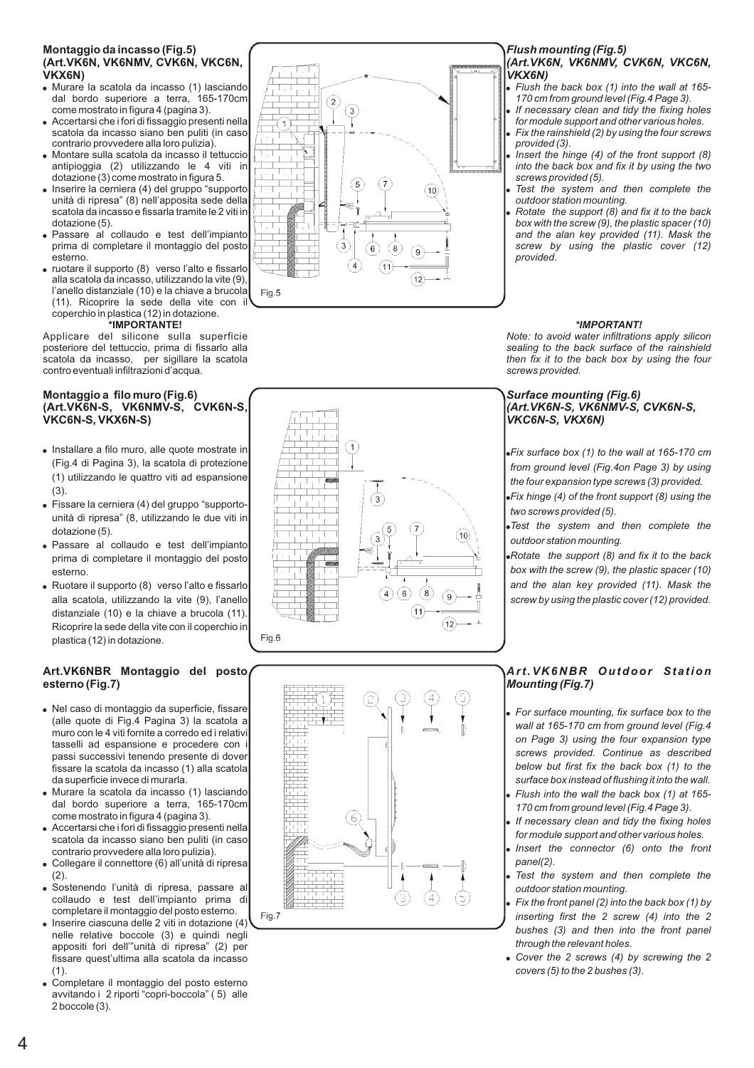## Montaggio da incasso (Fig.5) (Art.VK6N, VK6NMV, CVK6N, VKC6N, VKX6N)

- Murare la scatola da incasso (1) lasciando dal bordo superiore a terra, 165-170cm come mostrato in figura 4 (pagina 3).
- Accertarsi che i fori di fissaggio presenti nella scatola da incasso siano ben puliti (in caso contrario provvedere alla loro pulizia).
- Montare sulla scatola da incasso il tettuccio antipioggia (2) utilizzando le 4 viti in dotazione (3) come mostrato in figura 5.
- Inserire la cerniera (4) del gruppo "supporto unità di ripresa" (8) nell'apposita sede della scatola da incasso e fissarla tramite le 2 viti in dotazione (5).
- Passare al collaudo e test dell'impianto prima di completare il montaggio del posto esterno.
- ruotare il supporto (8) verso l'alto e fissarlo alla scatola da incasso, utilizzando la vite (9), l'anello distanziale (10) e la chiave a brucola (11). Ricoprire la sede della vite con il coperchio in plastica (12) in dotazione.

**\*IMPORTANTE!**

Applicare del silicone sulla superficie posteriore del tettuccio, prima di fissarlo alla scatola da incasso, per sigillare la scatola contro eventuali infiltrazioni d'acqua.

Fig.5

## *Flush mounting (Fig.5) (Art.VK6N, VK6NMV, CVK6N, VKC6N, VKX6N)*

- *Flush the back box (1) into the wall at 165-170 cm from ground level (Fig.4 Page 3).*
- *If necessary clean and tidy the fixing holes for module support and other various holes.*
- *Fix the rainshield (2) by using the four screws provided (3).*
- *Insert the hinge (4) of the front support (8) into the back box and fix it by using the two screws provided (5).*
- *Test the system and then complete the outdoor station mounting.*
- *Rotate the support (8) and fix it to the back box with the screw (9), the plastic spacer (10) and the alan key provided (11). Mask the screw by using the plastic cover (12) provided.*

***\*IMPORTANT!***

*Note: to avoid water infiltrations apply silicon sealing to the back surface of the rainshield then fix it to the back box by using the four screws provided.*

## Montaggio a filo muro (Fig.6) (Art.VK6N-S, VK6NMV-S, CVK6N-S, VKC6N-S, VKX6N-S)

- Installare a filo muro, alle quote mostrate in (Fig.4 di Pagina 3), la scatola di protezione (1) utilizzando le quattro viti ad espansione (3).
- Fissare la cerniera (4) del gruppo "supporto-unità di ripresa" (8, utilizzando le due viti in dotazione (5).
- Passare al collaudo e test dell'impianto prima di completare il montaggio del posto esterno.
- Ruotare il supporto (8) verso l'alto e fissarlo alla scatola, utilizzando la vite (9), l'anello distanziale (10) e la chiave a brucola (11). Ricoprire la sede della vite con il coperchio in plastica (12) in dotazione.

Fig.6

## *Surface mounting (Fig.6) (Art.VK6N-S, VK6NMV-S, CVK6N-S, VKC6N-S, VKX6N)*

- *Fix surface box (1) to the wall at 165-170 cm from ground level (Fig.4on Page 3) by using the four expansion type screws (3) provided.*
- *Fix hinge (4) of the front support (8) using the two screws provided (5).*
- *Test the system and then complete the outdoor station mounting.*
- *Rotate the support (8) and fix it to the back box with the screw (9), the plastic spacer (10) and the alan key provided (11). Mask the screw by using the plastic cover (12) provided.*

## Art.VK6NBR Montaggio del posto esterno (Fig.7)

- Nel caso di montaggio da superficie, fissare (alle quote di Fig.4 Pagina 3) la scatola a muro con le 4 viti fornite a corredo ed i relativi tasselli ad espansione e procedere con i passi successivi tenendo presente di dover fissare la scatola da incasso (1) alla scatola da superficie invece di murarla.
- Murare la scatola da incasso (1) lasciando dal bordo superiore a terra, 165-170cm come mostrato in figura 4 (pagina 3).
- Accertarsi che i fori di fissaggio presenti nella scatola da incasso siano ben puliti (in caso contrario provvedere alla loro pulizia).
- Collegare il connettore (6) all'unità di ripresa (2).
- Sostenendo l'unità di ripresa, passare al collaudo e test dell'impianto prima di completare il montaggio del posto esterno.
- Inserire ciascuna delle 2 viti in dotazione (4) nelle relative boccole (3) e quindi negli appositi fori dell'"unità di ripresa" (2) per fissare quest'ultima alla scatola da incasso (1).
- Completare il montaggio del posto esterno avvitando i 2 riporti "copri-boccola" ( 5) alle 2 boccole (3).

Fig.7

## *Art.VK6NBR Outdoor Station Mounting (Fig.7)*

- *For surface mounting, fix surface box to the wall at 165-170 cm from ground level (Fig.4 on Page 3) using the four expansion type screws provided. Continue as described below but first fix the back box (1) to the surface box instead of flushing it into the wall.*
- *Flush into the wall the back box (1) at 165-170 cm from ground level (Fig.4 Page 3).*
- *If necessary clean and tidy the fixing holes for module support and other various holes.*
- *Insert the connector (6) onto the front panel(2).*
- *Test the system and then complete the outdoor station mounting.*
- *Fix the front panel (2) into the back box (1) by inserting first the 2 screw (4) into the 2 bushes (3) and then into the front panel through the relevant holes.*
- *Cover the 2 screws (4) by screwing the 2 covers (5) to the 2 bushes (3).*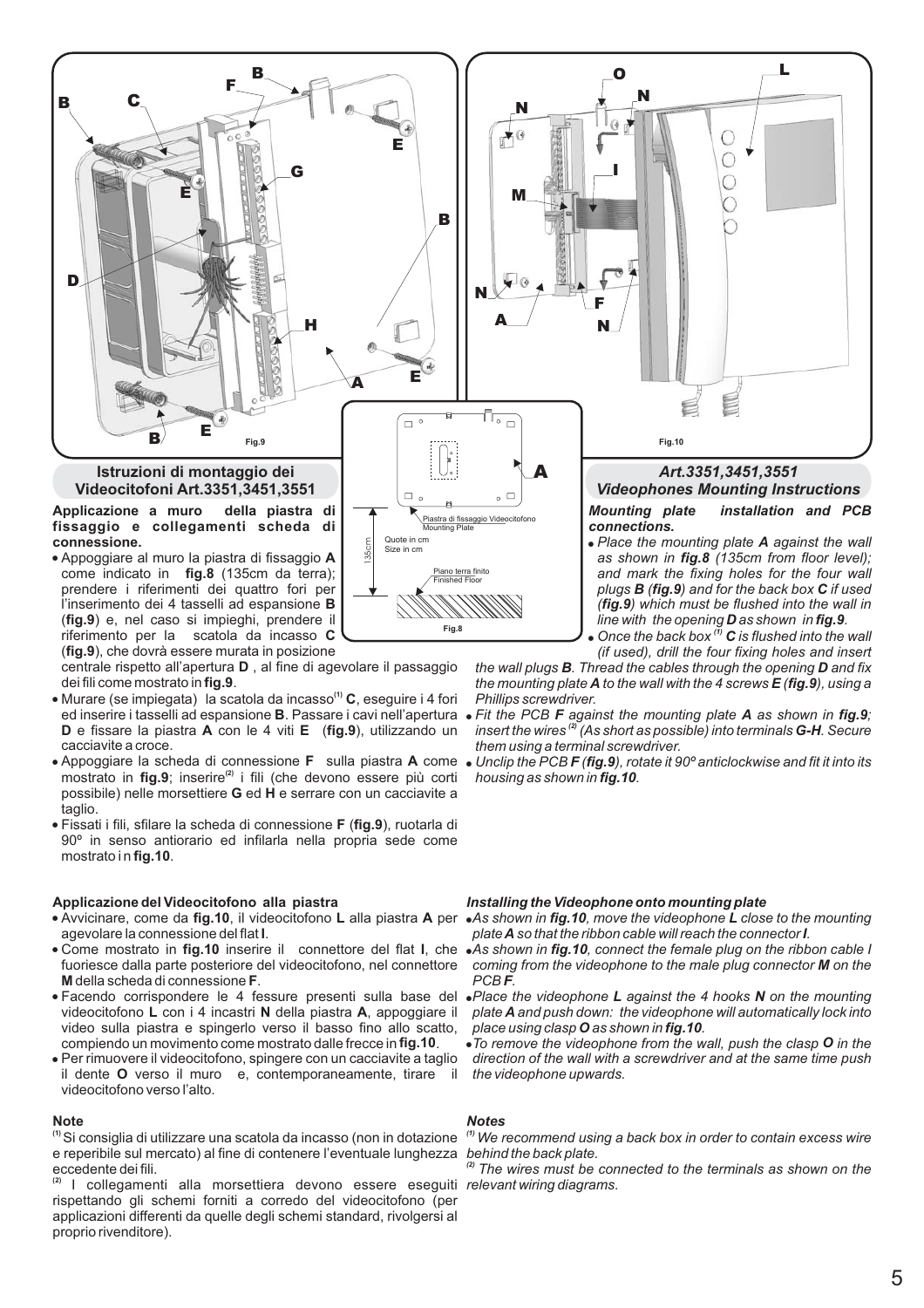Fig.9

Fig.10

Piastra di fissaggio Videocitofono
Mounting Plate

Quote in cm
Size in cm

135cm

Piano terra finito
Finished Floor

Fig.8

## Istruzioni di montaggio dei Videocitofoni Art.3351,3451,3551

**Applicazione a muro della piastra di fissaggio e collegamenti scheda di connessione.**

- Appoggiare al muro la piastra di fissaggio **A** come indicato in **fig.8** (135cm da terra); prendere i riferimenti dei quattro fori per l'inserimento dei 4 tasselli ad espansione **B** (**fig.9**) e, nel caso si impieghi, prendere il riferimento per la scatola da incasso **C** (**fig.9**), che dovrà essere murata in posizione centrale rispetto all'apertura **D** , al fine di agevolare il passaggio dei fili come mostrato in **fig.9**.
- Murare (se impiegata) la scatola da incasso[(1)] **C**, eseguire i 4 fori ed inserire i tasselli ad espansione **B**. Passare i cavi nell'apertura **D** e fissare la piastra **A** con le 4 viti **E** (**fig.9**), utilizzando un cacciavite a croce.
- Appoggiare la scheda di connessione **F** sulla piastra **A** come mostrato in **fig.9**; inserire[(2)] i fili (che devono essere più corti possibile) nelle morsettiere **G** ed **H** e serrare con un cacciavite a taglio.
- Fissati i fili, sfilare la scheda di connessione **F** (**fig.9**), ruotarla di 90º in senso antiorario ed infilarla nella propria sede come mostrato in **fig.10**.

**Applicazione del Videocitofono alla piastra**

- Avvicinare, come da **fig.10**, il videocitofono **L** alla piastra **A** per agevolare la connessione del flat **I**.
- Come mostrato in **fig.10** inserire il connettore del flat **I**, che fuoriesce dalla parte posteriore del videocitofono, nel connettore **M** della scheda di connessione **F**.
- Facendo corrispondere le 4 fessure presenti sulla base del videocitofono **L** con i 4 incastri **N** della piastra **A**, appoggiare il video sulla piastra e spingerlo verso il basso fino allo scatto, compiendo un movimento come mostrato dalle frecce in **fig.10**.
- Per rimuovere il videocitofono, spingere con un cacciavite a taglio il dente **O** verso il muro e, contemporaneamente, tirare il videocitofono verso l'alto.

**Note**

[(1)] Si consiglia di utilizzare una scatola da incasso (non in dotazione e reperibile sul mercato) al fine di contenere l'eventuale lunghezza eccedente dei fili.

[(2)] I collegamenti alla morsettiera devono essere eseguiti rispettando gli schemi forniti a corredo del videocitofono (per applicazioni differenti da quelle degli schemi standard, rivolgersi al proprio rivenditore).

## *Art.3351,3451,3551 Videophones Mounting Instructions*

***Mounting plate installation and PCB connections.***

- *Place the mounting plate* ***A*** *against the wall as shown in* ***fig.8*** *(135cm from floor level); and mark the fixing holes for the four wall plugs* ***B*** *(****fig.9****) and for the back box* ***C*** *if used (****fig.9****) which must be flushed into the wall in line with the opening* ***D*** *as shown in* ***fig.9****.*
- *Once the back box* [(1)] ***C*** *is flushed into the wall (if used), drill the four fixing holes and insert the wall plugs* ***B****. Thread the cables through the opening* ***D*** *and fix the mounting plate* ***A*** *to the wall with the 4 screws* ***E*** *(****fig.9****), using a Phillips screwdriver.*
- *Fit the PCB* ***F*** *against the mounting plate* ***A*** *as shown in* ***fig.9****; insert the wires* [(2)] *(As short as possible) into terminals* ***G-H****. Secure them using a terminal screwdriver.*
- *Unclip the PCB* ***F*** *(****fig.9****), rotate it 90º anticlockwise and fit it into its housing as shown in* ***fig.10****.*

***Installing the Videophone onto mounting plate***

- *As shown in* ***fig.10****, move the videophone* ***L*** *close to the mounting plate* ***A*** *so that the ribbon cable will reach the connector* ***I****.*
- *As shown in* ***fig.10****, connect the female plug on the ribbon cable* ***I*** *coming from the videophone to the male plug connector* ***M*** *on the PCB* ***F****.*
- *Place the videophone* ***L*** *against the 4 hooks* ***N*** *on the mounting plate* ***A*** *and push down: the videophone will automatically lock into place using clasp* ***O*** *as shown in* ***fig.10****.*
- *To remove the videophone from the wall, push the clasp* ***O*** *in the direction of the wall with a screwdriver and at the same time push the videophone upwards.*

***Notes***

*[(1)] We recommend using a back box in order to contain excess wire behind the back plate.*

*[(2)] The wires must be connected to the terminals as shown on the relevant wiring diagrams.*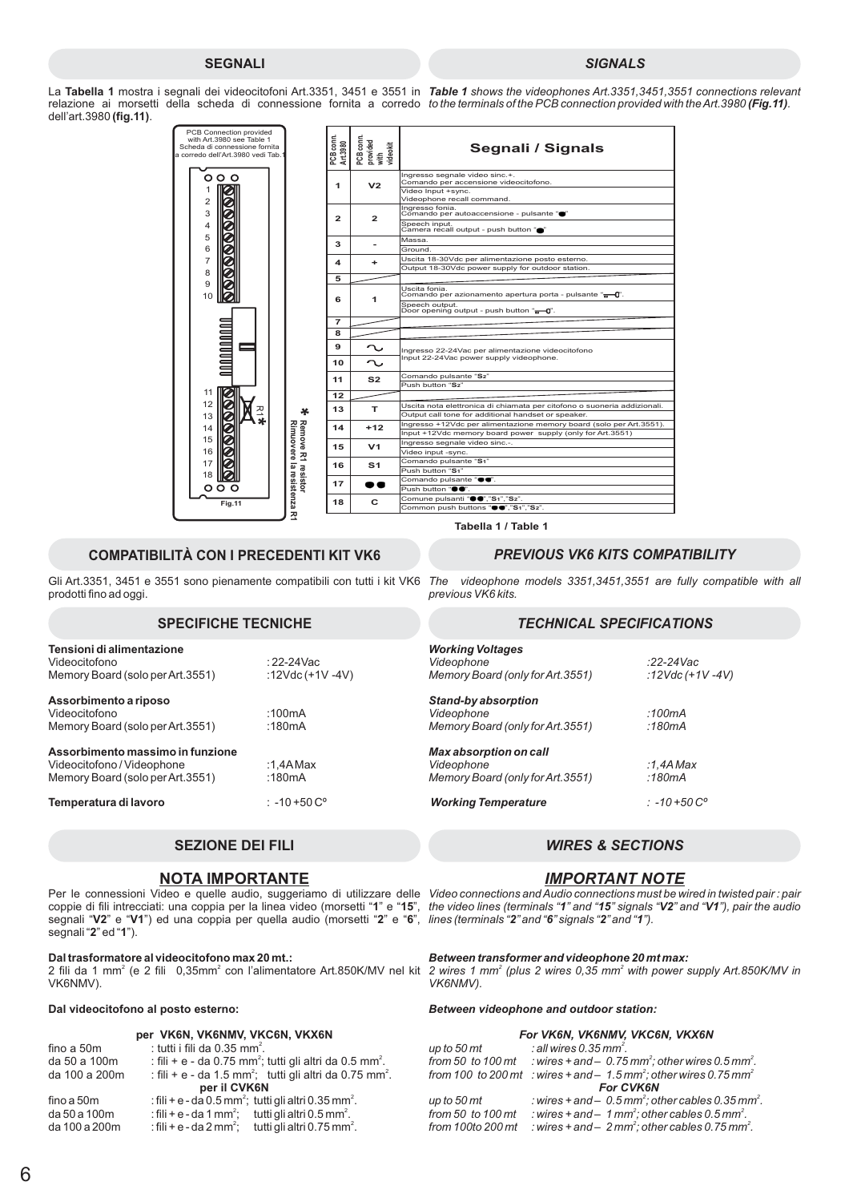## SEGNALI

La **Tabella 1** mostra i segnali dei videocitofoni Art.3351, 3451 e 3551 in relazione ai morsetti della scheda di connessione fornita a corredo dell'art.3980 **(fig.11)**.

## *SIGNALS*

***Table 1*** *shows the videophones Art.3351,3451,3551 connections relevant to the terminals of the PCB connection provided with the Art.3980* ***(Fig.11)****.*

PCB Connection provided with Art.3980 see Table 1
Scheda di connessione fornita a corredo dell'Art.3980 vedi Tab.1

\* Remove R1 resistor
Rimuovere la resistenza R1

Fig.11

| PCB conn. Art.3980 | PCB conn. provided with videokit | Segnali / Signals |
|---|---|---|
| 1 | V2 | Ingresso segnale video sinc.+. Comando per accensione videocitofono. / Video Input +sync. Videophone recall command. |
| 2 | 2 | Ingresso fonia. Comando per autoaccensione - pulsante "●" / Speech input. Camera recall output - push button "●" |
| 3 | - | Massa. / Ground. |
| 4 | + | Uscita 18-30Vdc per alimentazione posto esterno. / Output 18-30Vdc power supply for outdoor station. |
| 5 | | |
| 6 | 1 | Uscita fonia. Comando per azionamento apertura porta - pulsante "⊸". / Speech output. Door opening output - push button "⊸". |
| 7 | | |
| 8 | | |
| 9 | ∼ | Ingresso 22-24Vac per alimentazione videocitofono / Input 22-24Vac power supply videophone. |
| 10 | ∼ | |
| 11 | S2 | Comando pulsante "S2" / Push button "S2" |
| 12 | | |
| 13 | T | Uscita nota elettronica di chiamata per citofono o suoneria addizionali. / Output call tone for additional handset or speaker. |
| 14 | +12 | Ingresso +12Vdc per alimentazione memory board (solo per Art.3551). / Input +12Vdc memory board power supply (only for Art.3551) |
| 15 | V1 | Ingresso segnale video sinc.-. / Video input -sync. |
| 16 | S1 | Comando pulsante "S1" / Push button "S1" |
| 17 | ●● | Comando pulsante "●●". / Push button "●●". |
| 18 | C | Comune pulsanti "●●","S1","S2". / Common push buttons "●●","S1","S2". |

Tabella 1 / Table 1

## COMPATIBILITÀ CON I PRECEDENTI KIT VK6

Gli Art.3351, 3451 e 3551 sono pienamente compatibili con tutti i kit VK6 prodotti fino ad oggi.

## *PREVIOUS VK6 KITS COMPATIBILITY*

*The videophone models 3351,3451,3551 are fully compatible with all previous VK6 kits.*

## SPECIFICHE TECNICHE

**Tensioni di alimentazione**
Videocitofono : 22-24Vac
Memory Board (solo per Art.3551) :12Vdc (+1V -4V)

**Assorbimento a riposo**
Videocitofono :100mA
Memory Board (solo per Art.3551) :180mA

**Assorbimento massimo in funzione**
Videocitofono / Videophone :1,4A Max
Memory Board (solo per Art.3551) :180mA

**Temperatura di lavoro** : -10 +50 C°

## *TECHNICAL SPECIFICATIONS*

***Working Voltages***
*Videophone :22-24Vac*
*Memory Board (only for Art.3551) :12Vdc (+1V -4V)*

***Stand-by absorption***
*Videophone :100mA*
*Memory Board (only for Art.3551) :180mA*

***Max absorption on call***
*Videophone :1,4A Max*
*Memory Board (only for Art.3551) :180mA*

***Working Temperature*** *: -10 +50 C°*

## SEZIONE DEI FILI

### NOTA IMPORTANTE

Per le connessioni Video e quelle audio, suggeriamo di utilizzare delle coppie di fili intrecciati: una coppia per la linea video (morsetti "**1**" e "**15**", segnali "**V2**" e "**V1**") ed una coppia per quella audio (morsetti "**2**" e "**6**", segnali "**2**" ed "**1**").

**Dal trasformatore al videocitofono max 20 mt.:**
2 fili da 1 mm² (e 2 fili 0,35mm² con l'alimentatore Art.850K/MV nel kit VK6NMV).

**Dal videocitofono al posto esterno:**

**per VK6N, VK6NMV, VKC6N, VKX6N**

fino a 50m : tutti i fili da 0.35 mm².
da 50 a 100m : fili + e - da 0.75 mm²; tutti gli altri da 0.5 mm².
da 100 a 200m : fili + e - da 1.5 mm²; tutti gli altri da 0.75 mm².

**per il CVK6N**

fino a 50m : fili + e - da 0.5 mm²; tutti gli altri 0.35 mm².
da 50 a 100m : fili + e - da 1 mm²; tutti gli altri 0.5 mm².
da 100 a 200m : fili + e - da 2 mm²; tutti gli altri 0.75 mm².

## *WIRES & SECTIONS*

### *IMPORTANT NOTE*

*Video connections and Audio connections must be wired in twisted pair : pair the video lines (terminals "1" and "15" signals "V2" and "V1"), pair the audio lines (terminals "2" and "6" signals "2" and "1").*

***Between transformer and videophone 20 mt max:***
*2 wires 1 mm² (plus 2 wires 0,35 mm² with power supply Art.850K/MV in VK6NMV).*

***Between videophone and outdoor station:***

***For VK6N, VK6NMV, VKC6N, VKX6N***

*up to 50 mt : all wires 0.35 mm².*
*from 50 to 100 mt : wires + and – 0.75 mm²; other wires 0.5 mm².*
*from 100 to 200 mt : wires + and – 1.5 mm²; other wires 0.75 mm²*

***For CVK6N***

*up to 50 mt : wires + and – 0.5 mm²; other cables 0.35 mm².*
*from 50 to 100 mt : wires + and – 1 mm²; other cables 0.5 mm².*
*from 100to 200 mt : wires + and – 2 mm²; other cables 0.75 mm².*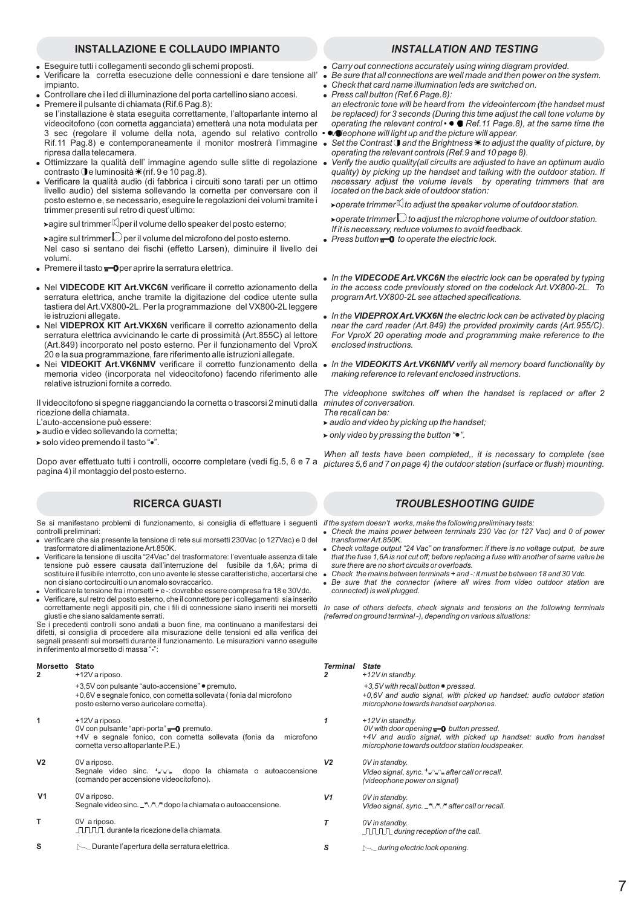## INSTALLAZIONE E COLLAUDO IMPIANTO

- Eseguire tutti i collegamenti secondo gli schemi proposti.
- Verificare la corretta esecuzione delle connessioni e dare tensione all' impianto.
- Controllare che i led di illuminazione del porta cartellino siano accesi.
- Premere il pulsante di chiamata (Rif.6 Pag.8): se l'installazione è stata eseguita correttamente, l'altoparlante interno al videocitofono (con cornetta agganciata) emetterà una nota modulata per 3 sec (regolare il volume della nota, agendo sul relativo controllo Rif.11 Pag.8) e contemporaneamente il monitor mostrerà l'immagine ripresa dalla telecamera.
- Ottimizzare la qualità dell' immagine agendo sulle slitte di regolazione contrasto ◑ e luminosità ✳ (rif. 9 e 10 pag.8).
- Verificare la qualità audio (di fabbrica i circuiti sono tarati per un ottimo livello audio) del sistema sollevando la cornetta per conversare con il posto esterno e, se necessario, eseguire le regolazioni dei volumi tramite i trimmer presenti sul retro di quest'ultimo:
  - agire sul trimmer 🕨 per il volume dello speaker del posto esterno;
  - agire sul trimmer ◯ per il volume del microfono del posto esterno.

  Nel caso si sentano dei fischi (effetto Larsen), diminuire il livello dei volumi.
- Premere il tasto ⊶ per aprire la serratura elettrica.
- Nel **VIDECODE KIT Art.VKC6N** verificare il corretto azionamento della serratura elettrica, anche tramite la digitazione del codice utente sulla tastiera del Art.VX800-2L. Per la programmazione del VX800-2L leggere le istruzioni allegate.
- Nel **VIDEPROX KIT Art.VKX6N** verificare il corretto azionamento della serratura elettrica avvicinando le carte di prossimità (Art.855C) al lettore (Art.849) incorporato nel posto esterno. Per il funzionamento del VproX 20 e la sua programmazione, fare riferimento alle istruzioni allegate.
- Nei **VIDEOKIT Art.VK6NMV** verificare il corretto funzionamento della memoria video (incorporata nel videocitofono) facendo riferimento alle relative istruzioni fornite a corredo.

Il videocitofono si spegne riagganciando la cornetta o trascorsi 2 minuti dalla ricezione della chiamata.
L'auto-accensione può essere:
- audio e video sollevando la cornetta;
- solo video premendo il tasto "•".

Dopo aver effettuato tutti i controlli, occorre completare (vedi fig.5, 6 e 7 a pagina 4) il montaggio del posto esterno.

## *INSTALLATION AND TESTING*

- *Carry out connections accurately using wiring diagram provided.*
- *Be sure that all connections are well made and then power on the system.*
- *Check that card name illumination leds are switched on.*
- *Press call button (Ref.6 Page.8): an electronic tone will be heard from the videointercom (the handset must be replaced) for 3 seconds (During this time adjust the call tone volume by operating the relevant control • ◐ ● Ref.11 Page.8), at the same time the videophone will light up and the picture will appear.*
- *Set the Contrast ◑ and the Brightness ✳ to adjust the quality of picture, by operating the relevant controls (Ref.9 and 10 page 8).*
- *Verify the audio quality(all circuits are adjusted to have an optimum audio quality) by picking up the handset and talking with the outdoor station. If necessary adjust the volume levels by operating trimmers that are located on the back side of outdoor station:*
  - *operate trimmer 🕨 to adjust the speaker volume of outdoor station.*
  - *operate trimmer ◯ to adjust the microphone volume of outdoor station.*

  *If it is necessary, reduce volumes to avoid feedback.*
- *Press button ⊶ to operate the electric lock.*
- *In the **VIDECODE Art.VKC6N** the electric lock can be operated by typing in the access code previously stored on the codelock Art.VX800-2L. To program Art.VX800-2L see attached specifications.*
- *In the **VIDEPROX Art.VKX6N** the electric lock can be activated by placing near the card reader (Art.849) the provided proximity cards (Art.955/C). For VproX 20 operating mode and programming make reference to the enclosed instructions.*
- *In the **VIDEOKITS Art.VK6NMV** verify all memory board functionality by making reference to relevant enclosed instructions.*

*The videophone switches off when the handset is replaced or after 2 minutes of conversation.*
*The recall can be:*
- *audio and video by picking up the handset;*
- *only video by pressing the button "•".*

*When all tests have been completed,, it is necessary to complete (see pictures 5,6 and 7 on page 4) the outdoor station (surface or flush) mounting.*

## RICERCA GUASTI

Se si manifestano problemi di funzionamento, si consiglia di effettuare i seguenti controlli preliminari:
- verificare che sia presente la tensione di rete sui morsetti 230Vac (o 127Vac) e 0 del trasformatore di alimentazione Art.850K.
- Verificare la tensione di uscita "24Vac" del trasformatore: l'eventuale assenza di tale tensione può essere causata dall'interruzione del fusibile da 1,6A; prima di sostituire il fusibile interrotto, con uno avente le stesse caratteristiche, accertarsi che non ci siano cortocircuiti o un anomalo sovraccarico.
- Verificare la tensione fra i morsetti + e -: dovrebbe essere compresa fra 18 e 30Vdc.
- Verificare, sul retro del posto esterno, che il connettore per i collegamenti sia inserito correttamente negli appositi pin, che i fili di connessione siano inseriti nei morsetti giusti e che siano saldamente serrati.

Se i precedenti controlli sono andati a buon fine, ma continuano a manifestarsi dei difetti, si consiglia di procedere alla misurazione delle tensioni ed alla verifica dei segnali presenti sui morsetti durante il funzionamento. Le misurazioni vanno eseguite in riferimento al morsetto di massa "-":

| Morsetto | Stato |
|---|---|
| 2 | +12V a riposo.<br>+3,5V con pulsante "auto-accensione" ● premuto.<br>+0,6V e segnale fonico, con cornetta sollevata ( fonia dal microfono posto esterno verso auricolare cornetta). |
| 1 | +12V a riposo.<br>0V con pulsante "apri-porta" ⊶ premuto.<br>+4V e segnale fonico, con cornetta sollevata (fonia da microfono cornetta verso altoparlante P.E.) |
| V2 | 0V a riposo.<br>Segnale video sinc. dopo la chiamata o autoaccensione (comando per accensione videocitofono). |
| V1 | 0V a riposo.<br>Segnale video sinc. dopo la chiamata o autoaccensione. |
| T | 0V a riposo.<br>⎍⎍⎍ durante la ricezione della chiamata. |
| S | Durante l'apertura della serratura elettrica. |

## *TROUBLESHOOTING GUIDE*

*if the system doesn't works, make the following preliminary tests:*
- *Check the mains power between terminals 230 Vac (or 127 Vac) and 0 of power transformer Art.850K.*
- *Check voltage output "24 Vac" on transformer: if there is no voltage output, be sure that the fuse 1,6A is not cut off; before replacing a fuse with another of same value be sure there are no short circuits or overloads.*
- *Check the mains between terminals + and -: it must be between 18 and 30 Vdc.*
- *Be sure that the connector (where all wires from video outdoor station are connected) is well plugged.*

*In case of others defects, check signals and tensions on the following terminals (referred on ground terminal -), depending on various situations:*

| *Terminal* | *State* |
|---|---|
| *2* | *+12V in standby.*<br>*+3,5V with recall button ● pressed.*<br>*+0,6V and audio signal, with picked up handset: audio outdoor station microphone towards handset earphones.* |
| *1* | *+12V in standby.*<br>*0V with door opening ⊶ button pressed.*<br>*+4V and audio signal, with picked up handset: audio from handset microphone towards outdoor station loudspeaker.* |
| *V2* | *0V in standby.*<br>*Video signal, sync. after call or recall.*<br>*(videophone power on signal)* |
| *V1* | *0V in standby.*<br>*Video signal, sync. after call or recall.* |
| *T* | *0V in standby.*<br>*⎍⎍⎍ during reception of the call.* |
| *S* | *during electric lock opening.* |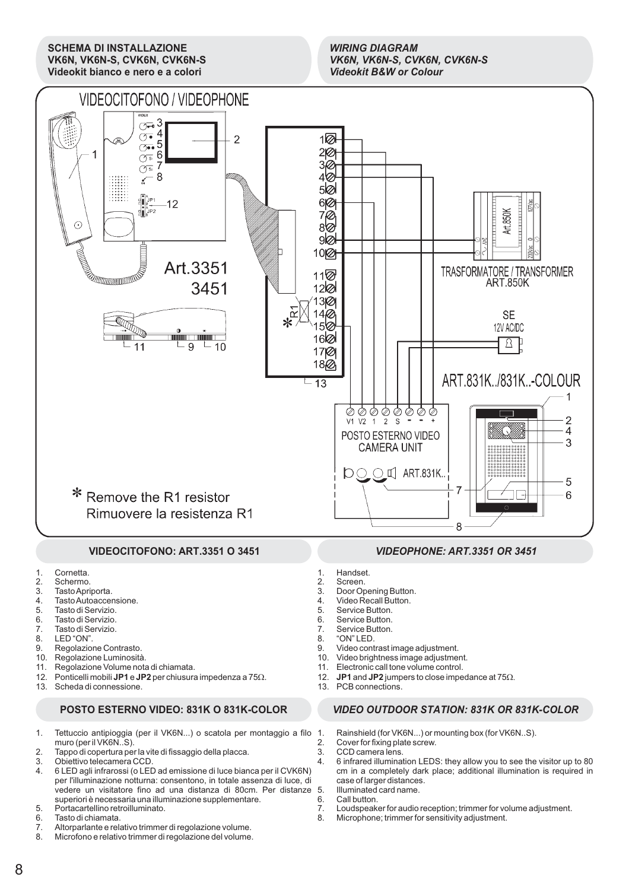## SCHEMA DI INSTALLAZIONE VK6N, VK6N-S, CVK6N, CVK6N-S Videokit bianco e nero e a colori

## *WIRING DIAGRAM VK6N, VK6N-S, CVK6N, CVK6N-S Videokit B&W or Colour*

VIDEOCITOFONO / VIDEOPHONE

Art.3351 3451

TRASFORMATORE / TRANSFORMER ART.850K

SE 12V AC/DC

ART.831K../831K..-COLOUR

POSTO ESTERNO VIDEO CAMERA UNIT

V1 V2 1 2 S - - +

\* Remove the R1 resistor
Rimuovere la resistenza R1

### VIDEOCITOFONO: ART.3351 O 3451

1. Cornetta.
2. Schermo.
3. Tasto Apriporta.
4. Tasto Autoaccensione.
5. Tasto di Servizio.
6. Tasto di Servizio.
7. Tasto di Servizio.
8. LED "ON".
9. Regolazione Contrasto.
10. Regolazione Luminosità.
11. Regolazione Volume nota di chiamata.
12. Ponticelli mobili **JP1** e **JP2** per chiusura impedenza a 75Ω.
13. Scheda di connessione.

### *VIDEOPHONE: ART.3351 OR 3451*

1. Handset.
2. Screen.
3. Door Opening Button.
4. Video Recall Button.
5. Service Button.
6. Service Button.
7. Service Button.
8. "ON" LED.
9. Video contrast image adjustment.
10. Video brightness image adjustment.
11. Electronic call tone volume control.
12. **JP1** and **JP2** jumpers to close impedance at 75Ω.
13. PCB connections.

### POSTO ESTERNO VIDEO: 831K O 831K-COLOR

1. Tettuccio antipioggia (per il VK6N...) o scatola per montaggio a filo muro (per il VK6N..S).
2. Tappo di copertura per la vite di fissaggio della placca.
3. Obiettivo telecamera CCD.
4. 6 LED agli infrarossi (o LED ad emissione di luce bianca per il CVK6N) per l'illuminazione notturna: consentono, in totale assenza di luce, di vedere un visitatore fino ad una distanza di 80cm. Per distanze superiori è necessaria una illuminazione supplementare.
5. Portacartellino retroilluminato.
6. Tasto di chiamata.
7. Altorparlante e relativo trimmer di regolazione volume.
8. Microfono e relativo trimmer di regolazione del volume.

### *VIDEO OUTDOOR STATION: 831K OR 831K-COLOR*

1. Rainshield (for VK6N...) or mounting box (for VK6N..S).
2. Cover for fixing plate screw.
3. CCD camera lens.
4. 6 infrared illumination LEDS: they allow you to see the visitor up to 80 cm in a completely dark place; additional illumination is required in case of larger distances.
5. Illuminated card name.
6. Call button.
7. Loudspeaker for audio reception; trimmer for volume adjustment.
8. Microphone; trimmer for sensitivity adjustment.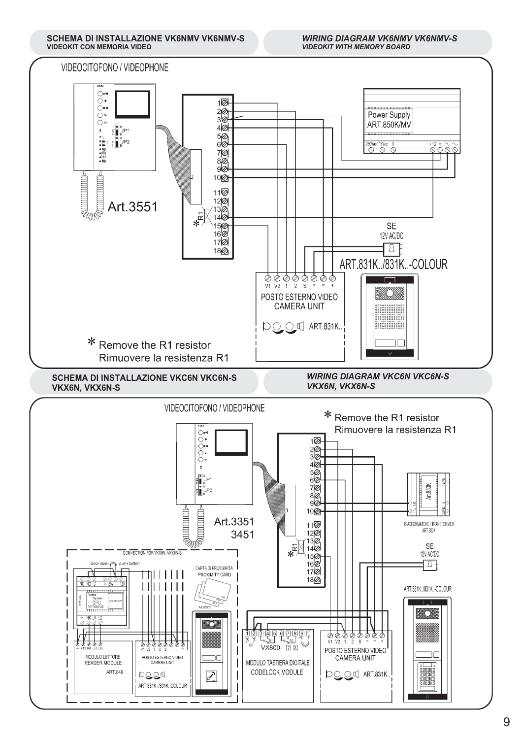## SCHEMA DI INSTALLAZIONE VK6NMV VK6NMV-S
**VIDEOKIT CON MEMORIA VIDEO**

## *WIRING DIAGRAM VK6NMV VK6NMV-S*
***VIDEOKIT WITH MEMORY BOARD***

VIDEOCITOFONO / VIDEOPHONE

Art.3551

JP1 JP2

1 2 3 4 5 6 7 8 9 10 11 12 13 14 15 16 17 18

*R1

Power Supply ART.850K/MV

230Vac 115Vac 0    +12 − ~ ~

SE 12V AC/DC

ART.831K../831K..-COLOUR

V1 V2 1 2 S − − +

POSTO ESTERNO VIDEO CAMERA UNIT

ART.831K..

\* Remove the R1 resistor
Rimuovere la resistenza R1

## SCHEMA DI INSTALLAZIONE VKC6N VKC6N-S VKX6N, VKX6N-S

## *WIRING DIAGRAM VKC6N VKC6N-S VKX6N, VKX6N-S*

VIDEOCITOFONO / VIDEOPHONE

\* Remove the R1 resistor
Rimuovere la resistenza R1

Art.3351
3451

JP1 JP2

1 2 3 4 5 6 7 8 9 10 11 12 13 14 15 16 17 18

*R1

Art.850K

TRASFORMATORE / TRANSFORMER ART.850K

SE 12V AC/DC

ART.831K../831K..-COLOUR

CONNECTION FOR VKX6N, VKX6N-S

Door open    push button

NC NO C    + SW − 12V

Vprox System CPU VPROX-2C    TAG-READER

− RK LR LG

− +12 RK LR LG

MODULO LETTORE
READER MODULE
ART.849

CARTA DI PROSSIMITA' PROXIMITY CARD

Art.850/C

V1 V2 1 2 S − − +

POSTO ESTERNO VIDEO CAMERA UNIT

ART.831K../831K..COLOUR

1 2 3 4 5 6 7 8 9 10

VX800-

MODULO TASTIERA DIGITALE
CODELOCK MODULE

V1 V2 1 2 S − − +

POSTO ESTERNO VIDEO CAMERA UNIT

ART.831K..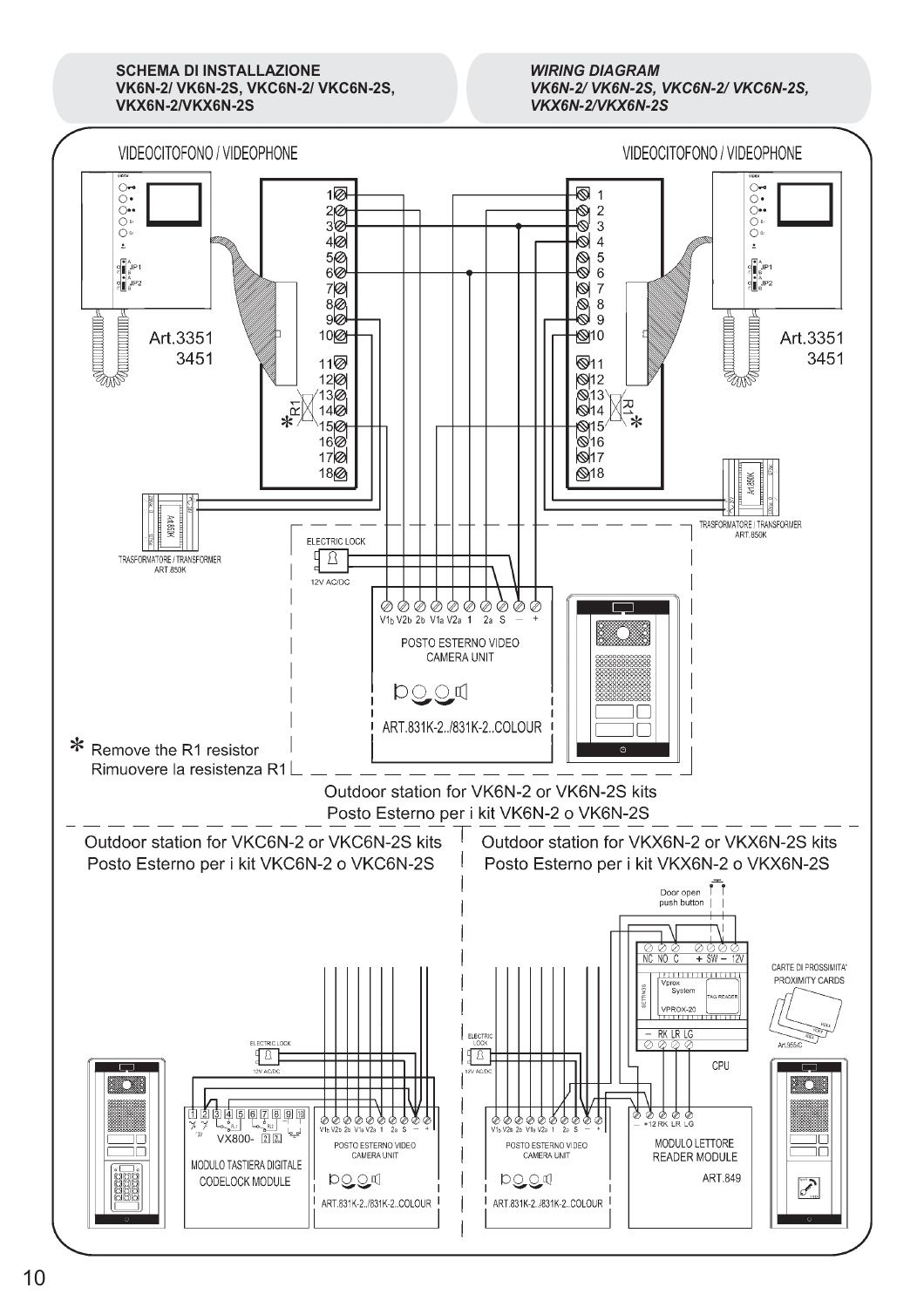**SCHEMA DI INSTALLAZIONE**
**VK6N-2/ VK6N-2S, VKC6N-2/ VKC6N-2S, VKX6N-2/VKX6N-2S**

***WIRING DIAGRAM***
***VK6N-2/ VK6N-2S, VKC6N-2/ VKC6N-2S, VKX6N-2/VKX6N-2S***

VIDEOCITOFONO / VIDEOPHONE

Art.3351
3451

TRASFORMATORE / TRANSFORMER
ART.850K

ELECTRIC LOCK
12V AC/DC

V1b V2b 2b V1a V2a 1 2a S — +

POSTO ESTERNO VIDEO
CAMERA UNIT

ART.831K-2../831K-2..COLOUR

\* Remove the R1 resistor
Rimuovere la resistenza R1

Outdoor station for VK6N-2 or VK6N-2S kits
Posto Esterno per i kit VK6N-2 o VK6N-2S

Outdoor station for VKC6N-2 or VKC6N-2S kits
Posto Esterno per i kit VKC6N-2 o VKC6N-2S

VX800-

MODULO TASTIERA DIGITALE
CODELOCK MODULE

Outdoor station for VKX6N-2 or VKX6N-2S kits
Posto Esterno per i kit VKX6N-2 o VKX6N-2S

Door open push button

NC NO C + SW — 12V

VPROX-20

CARTE DI PROSSIMITA'
PROXIMITY CARDS
Art.955C

— RK LR LG

CPU

MODULO LETTORE
READER MODULE
ART.849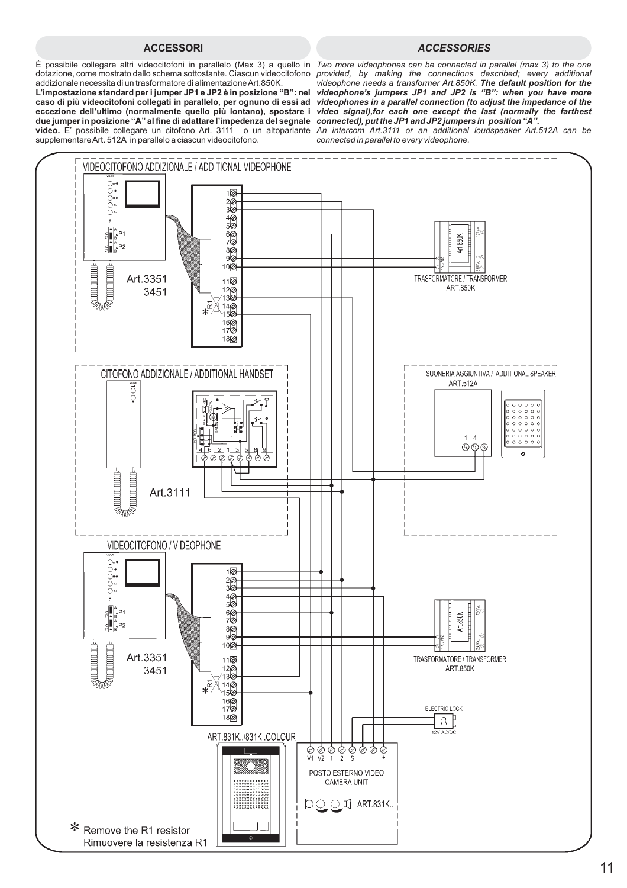## ACCESSORI

È possibile collegare altri videocitofoni in parallelo (Max 3) a quello in dotazione, come mostrato dallo schema sottostante. Ciascun videocitofono addizionale necessita di un trasformatore di alimentazione Art.850K.
**L'impostazione standard per i jumper JP1 e JP2 è in posizione "B": nel caso di più videocitofoni collegati in parallelo, per ognuno di essi ad eccezione dell'ultimo (normalmente quello più lontano), spostare i due jumper in posizione "A" al fine di adattare l'impedenza del segnale video.** E' possibile collegare un citofono Art. 3111 o un altoparlante supplementare Art. 512A in parallelo a ciascun videocitofono.

## *ACCESSORIES*

*Two more videophones can be connected in parallel (max 3) to the one provided, by making the connections described; every additional videophone needs a transformer Art.850K.* ***The default position for the videophone's jumpers JP1 and JP2 is "B": when you have more videophones in a parallel connection (to adjust the impedance of the video signal),for each one except the last (normally the farthest connected), put the JP1 and JP2 jumpers in position "A".***
*An intercom Art.3111 or an additional loudspeaker Art.512A can be connected in parallel to every videophone.*

VIDEOCITOFONO ADDIZIONALE / ADDITIONAL VIDEOPHONE

Art.3351
3451

TRASFORMATORE / TRANSFORMER
ART.850K

CITOFONO ADDIZIONALE / ADDITIONAL HANDSET

Art.3111

SUONERIA AGGIUNTIVA / ADDITIONAL SPEAKER
ART.512A

VIDEOCITOFONO / VIDEOPHONE

Art.3351
3451

TRASFORMATORE / TRANSFORMER
ART.850K

ELECTRIC LOCK
12V AC/DC

ART.831K../831K..COLOUR

POSTO ESTERNO VIDEO
CAMERA UNIT
ART.831K..

* Remove the R1 resistor
Rimuovere la resistenza R1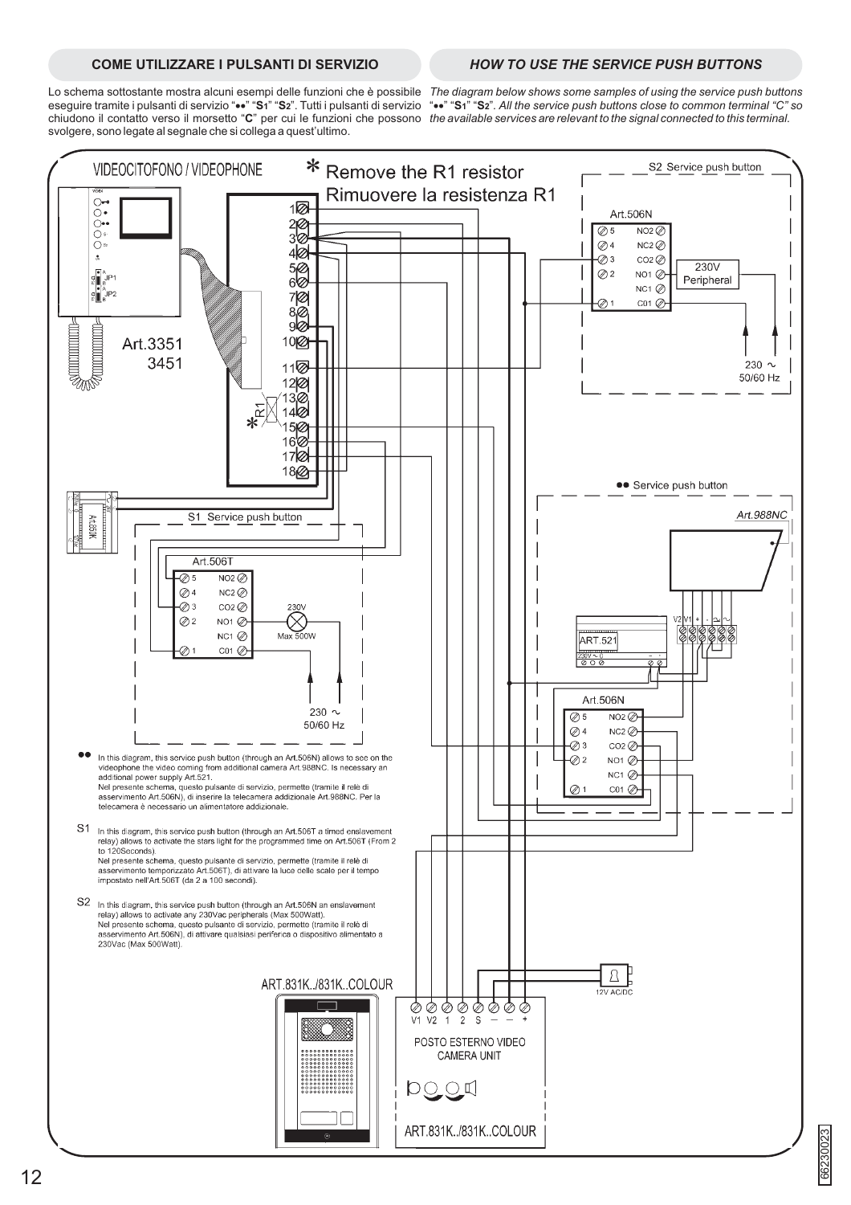## COME UTILIZZARE I PULSANTI DI SERVIZIO

Lo schema sottostante mostra alcuni esempi delle funzioni che è possibile eseguire tramite i pulsanti di servizio "••" "S1" "S2". Tutti i pulsanti di servizio chiudono il contatto verso il morsetto "C" per cui le funzioni che possono svolgere, sono legate al segnale che si collega a quest'ultimo.

## *HOW TO USE THE SERVICE PUSH BUTTONS*

*The diagram below shows some samples of using the service push buttons "••" "S1" "S2". All the service push buttons close to common terminal "C" so the available services are relevant to the signal connected to this terminal.*

VIDEOCITOFONO / VIDEOPHONE

* Remove the R1 resistor
Rimuovere la resistenza R1

Art.3351
3451

S2 Service push button

Art.506N

230V Peripheral

230 ~ 50/60 Hz

S1 Service push button

Art.506T

230V Max 500W

230 ~ 50/60 Hz

•• Service push button

Art.988NC

ART.521

Art.506N

•• In this diagram, this service push button (through an Art.506N) allows to see on the videophone the video coming from additional camera Art.988NC. Is necessary an additional power supply Art.521.
Nel presente schema, questo pulsante di servizio, permette (tramite il relè di asservimento Art.506N), di inserire la telecamera addizionale Art.988NC. Per la telecamera è necessario un alimentatore addizionale.

S1 In this diagram, this service push button (through an Art.506T a timed enslavement relay) allows to activate the stars light for the programmed time on Art.506T (From 2 to 120Seconds).
Nel presente schema, questo pulsante di servizio, permette (tramite il relè di asservimento temporizzato Art.506T), di attivare la luce delle scale per il tempo impostato nell'Art.506T (da 2 a 100 secondi).

S2 In this diagram, this service push button (through an Art.506N an enslavement relay) allows to activate any 230Vac peripherals (Max 500Watt).
Nel presente schema, questo pulsante di servizio, permette (tramite il relè di asservimento Art.506N), di attivare qualsiasi periferica o dispositivo alimentato a 230Vac (Max 500Watt).

ART.831K../831K..COLOUR

12V AC/DC

POSTO ESTERNO VIDEO
CAMERA UNIT

ART.831K../831K..COLOUR

66230023